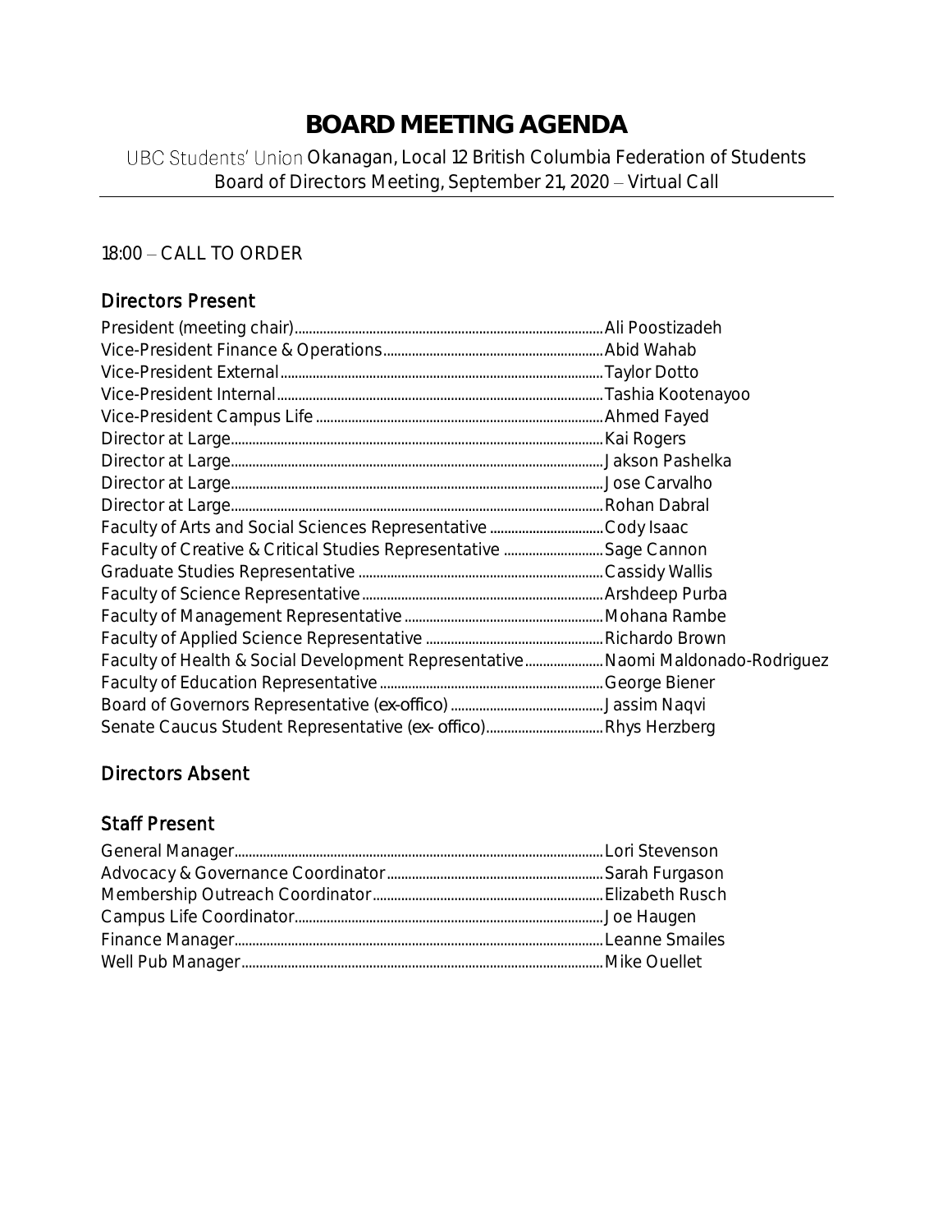# BOARD MEETING AGENDA

UBC Students' Union Okanagan, Local 12 British Columbia Federation of Students
Board of Directors Meeting, September 21, 2020 – Virtual Call

18:00 – CALL TO ORDER

## Directors Present

President (meeting chair)....................Ali Poostizadeh
Vice-President Finance & Operations....................Abid Wahab
Vice-President External....................Taylor Dotto
Vice-President Internal....................Tashia Kootenayoo
Vice-President Campus Life....................Ahmed Fayed
Director at Large....................Kai Rogers
Director at Large....................Jakson Pashelka
Director at Large....................Jose Carvalho
Director at Large....................Rohan Dabral
Faculty of Arts and Social Sciences Representative....................Cody Isaac
Faculty of Creative & Critical Studies Representative....................Sage Cannon
Graduate Studies Representative....................Cassidy Wallis
Faculty of Science Representative....................Arshdeep Purba
Faculty of Management Representative....................Mohana Rambe
Faculty of Applied Science Representative....................Richardo Brown
Faculty of Health & Social Development Representative....................Naomi Maldonado-Rodriguez
Faculty of Education Representative....................George Biener
Board of Governors Representative (ex-offico)....................Jassim Naqvi
Senate Caucus Student Representative (ex- offico)....................Rhys Herzberg

## Directors Absent

## Staff Present

General Manager....................Lori Stevenson
Advocacy & Governance Coordinator....................Sarah Furgason
Membership Outreach Coordinator....................Elizabeth Rusch
Campus Life Coordinator....................Joe Haugen
Finance Manager....................Leanne Smailes
Well Pub Manager....................Mike Ouellet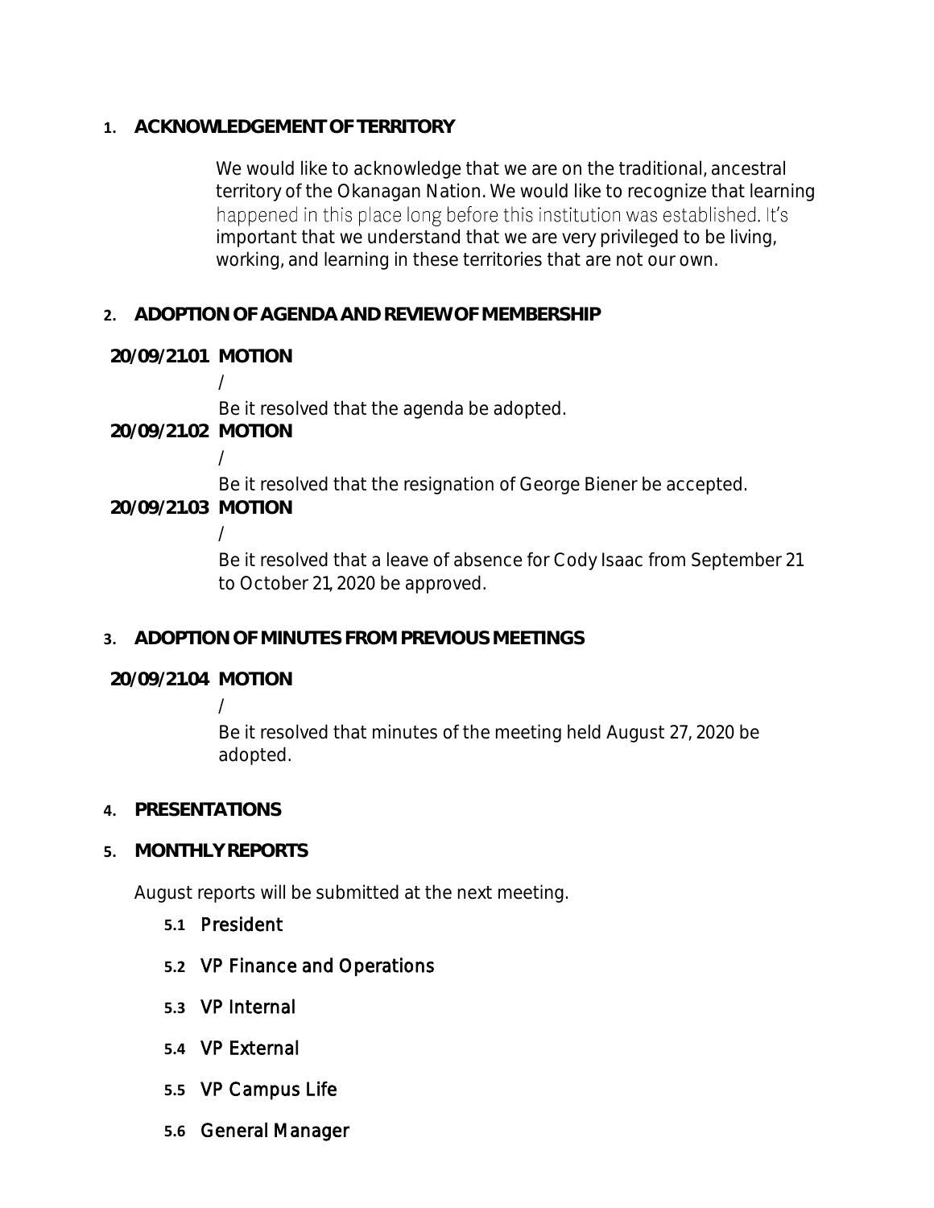## 1. ACKNOWLEDGEMENT OF TERRITORY

We would like to acknowledge that we are on the traditional, ancestral territory of the Okanagan Nation. We would like to recognize that learning happened in this place long before this institution was established. It's important that we understand that we are very privileged to be living, working, and learning in these territories that are not our own.

## 2. ADOPTION OF AGENDA AND REVIEW OF MEMBERSHIP

**20/09/21.01 MOTION**

/

Be it resolved that the agenda be adopted.

**20/09/21.02 MOTION**

/

Be it resolved that the resignation of George Biener be accepted.

**20/09/21.03 MOTION**

/

Be it resolved that a leave of absence for Cody Isaac from September 21 to October 21, 2020 be approved.

## 3. ADOPTION OF MINUTES FROM PREVIOUS MEETINGS

**20/09/21.04 MOTION**

/

Be it resolved that minutes of the meeting held August 27, 2020 be adopted.

## 4. PRESENTATIONS

## 5. MONTHLY REPORTS

August reports will be submitted at the next meeting.

### 5.1 President

### 5.2 VP Finance and Operations

### 5.3 VP Internal

### 5.4 VP External

### 5.5 VP Campus Life

### 5.6 General Manager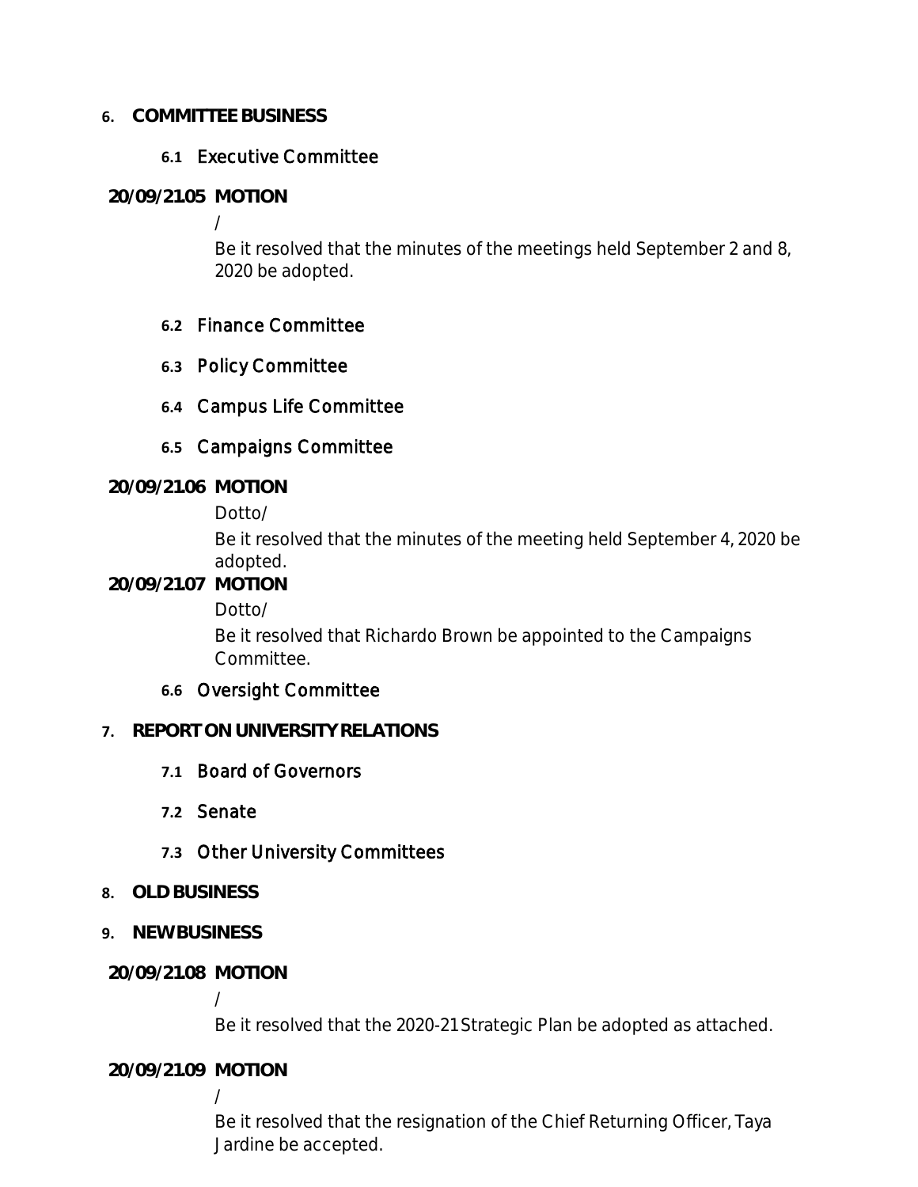**6. COMMITTEE BUSINESS**

**6.1** Executive Committee

**20/09/21.05 MOTION**

/

Be it resolved that the minutes of the meetings held September 2 and 8, 2020 be adopted.

**6.2** Finance Committee

**6.3** Policy Committee

**6.4** Campus Life Committee

**6.5** Campaigns Committee

**20/09/21.06 MOTION**

Dotto/

Be it resolved that the minutes of the meeting held September 4, 2020 be adopted.

**20/09/21.07 MOTION**

Dotto/

Be it resolved that Richardo Brown be appointed to the Campaigns Committee.

**6.6** Oversight Committee

**7. REPORT ON UNIVERSITY RELATIONS**

**7.1** Board of Governors

**7.2** Senate

**7.3** Other University Committees

**8. OLD BUSINESS**

**9. NEW BUSINESS**

**20/09/21.08 MOTION**

/

Be it resolved that the 2020-21 Strategic Plan be adopted as attached.

**20/09/21.09 MOTION**

/

Be it resolved that the resignation of the Chief Returning Officer, Taya Jardine be accepted.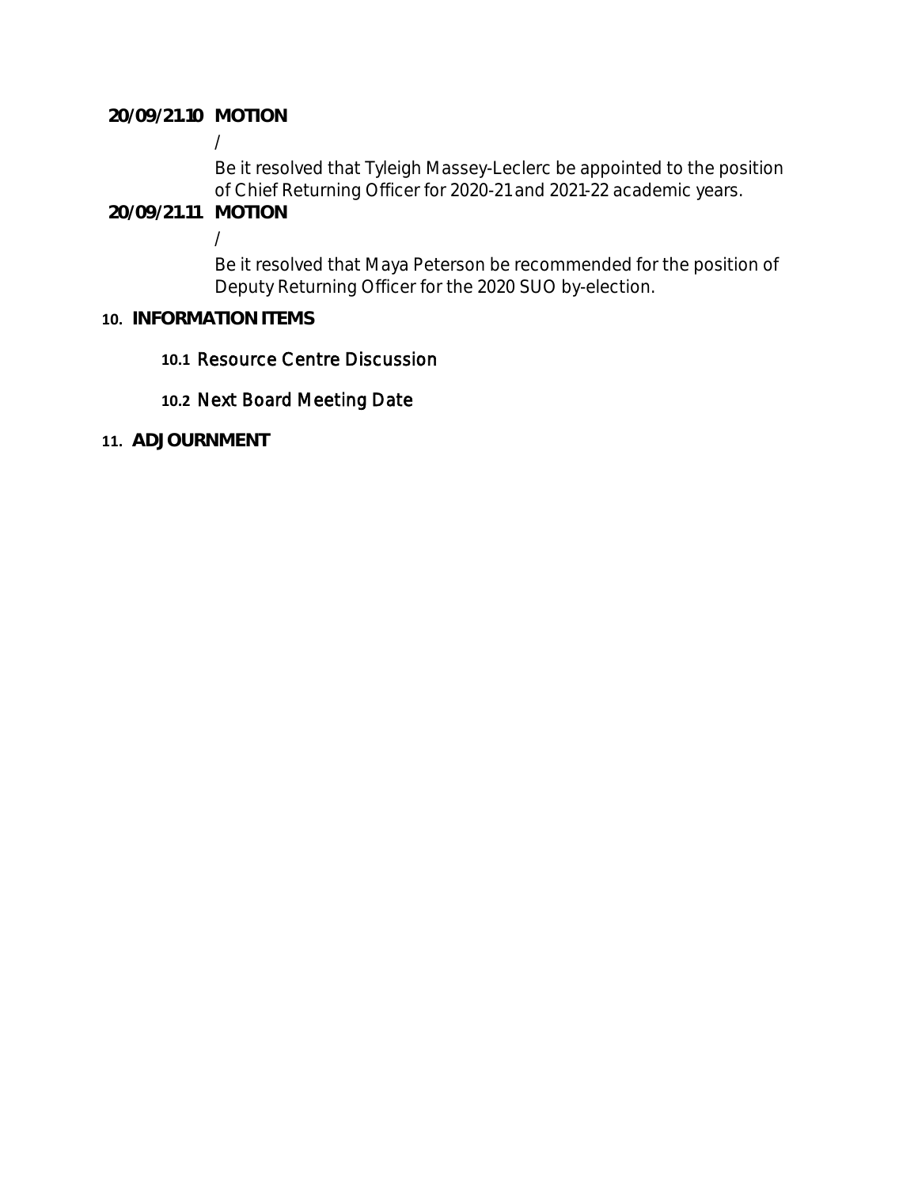**20/09/21.10 MOTION**

/

Be it resolved that Tyleigh Massey-Leclerc be appointed to the position of Chief Returning Officer for 2020-21 and 2021-22 academic years.

**20/09/21.11 MOTION**

/

Be it resolved that Maya Peterson be recommended for the position of Deputy Returning Officer for the 2020 SUO by-election.

## 10. INFORMATION ITEMS

### 10.1 Resource Centre Discussion

### 10.2 Next Board Meeting Date

## 11. ADJOURNMENT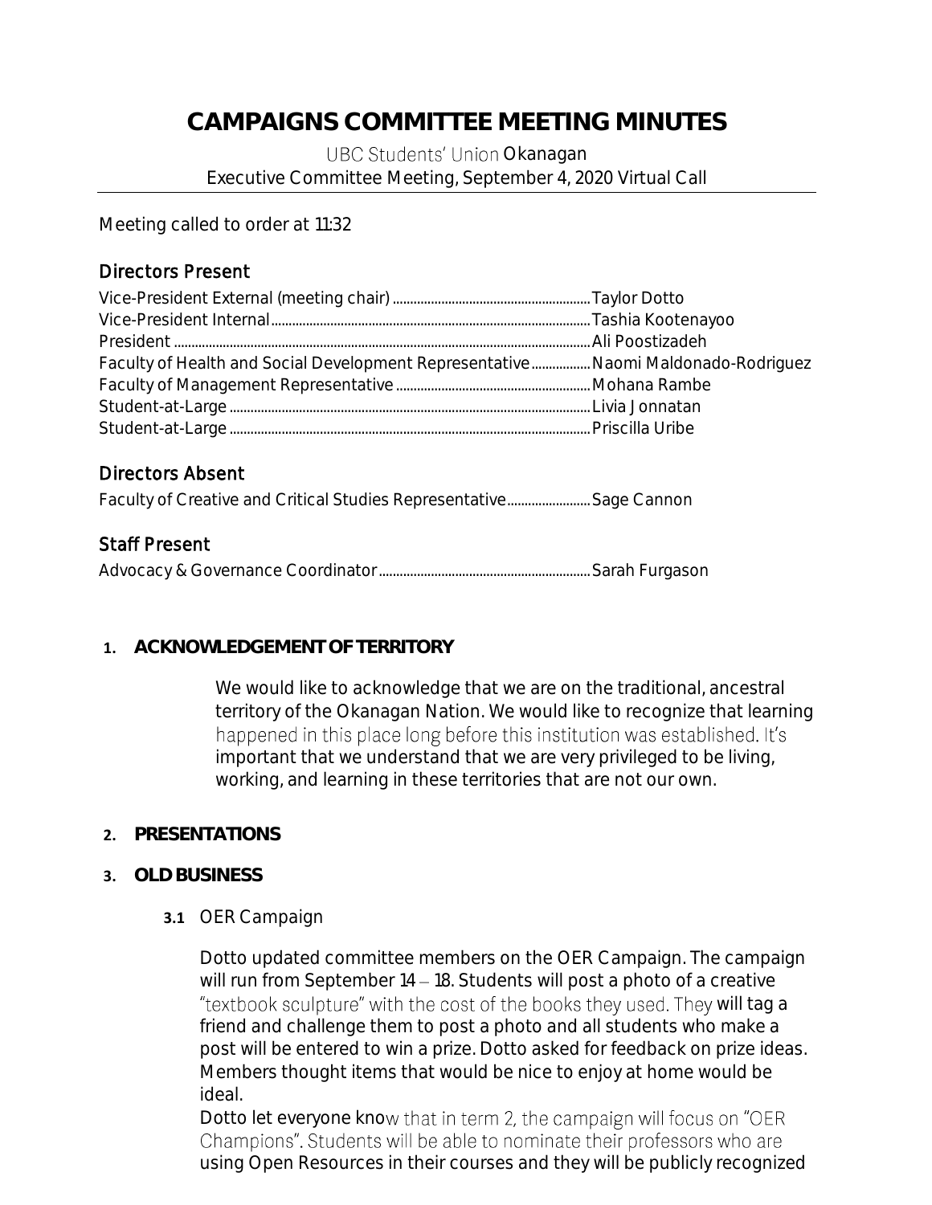# CAMPAIGNS COMMITTEE MEETING MINUTES

UBC Students' Union Okanagan
Executive Committee Meeting, September 4, 2020 Virtual Call

Meeting called to order at 11:32

## Directors Present

Vice-President External (meeting chair) ........ Taylor Dotto
Vice-President Internal ........ Tashia Kootenayoo
President ........ Ali Poostizadeh
Faculty of Health and Social Development Representative ........ Naomi Maldonado-Rodriguez
Faculty of Management Representative ........ Mohana Rambe
Student-at-Large ........ Livia Jonnatan
Student-at-Large ........ Priscilla Uribe

## Directors Absent

Faculty of Creative and Critical Studies Representative ........ Sage Cannon

## Staff Present

Advocacy & Governance Coordinator ........ Sarah Furgason

1. **ACKNOWLEDGEMENT OF TERRITORY**

   We would like to acknowledge that we are on the traditional, ancestral territory of the Okanagan Nation. We would like to recognize that learning happened in this place long before this institution was established. It's important that we understand that we are very privileged to be living, working, and learning in these territories that are not our own.

2. **PRESENTATIONS**

3. **OLD BUSINESS**

   **3.1** OER Campaign

   Dotto updated committee members on the OER Campaign. The campaign will run from September 14 – 18. Students will post a photo of a creative "textbook sculpture" with the cost of the books they used. They will tag a friend and challenge them to post a photo and all students who make a post will be entered to win a prize. Dotto asked for feedback on prize ideas. Members thought items that would be nice to enjoy at home would be ideal.
   Dotto let everyone know that in term 2, the campaign will focus on "OER Champions". Students will be able to nominate their professors who are using Open Resources in their courses and they will be publicly recognized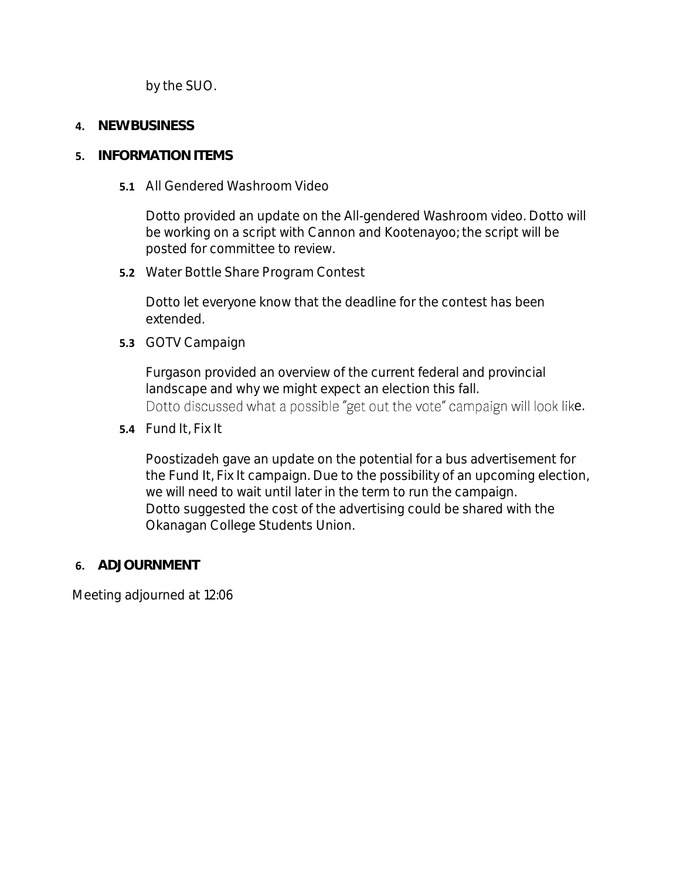by the SUO.

## 4. NEW BUSINESS

## 5. INFORMATION ITEMS

**5.1** All Gendered Washroom Video

Dotto provided an update on the All-gendered Washroom video. Dotto will be working on a script with Cannon and Kootenayoo; the script will be posted for committee to review.

**5.2** Water Bottle Share Program Contest

Dotto let everyone know that the deadline for the contest has been extended.

**5.3** GOTV Campaign

Furgason provided an overview of the current federal and provincial landscape and why we might expect an election this fall.
Dotto discussed what a possible "get out the vote" campaign will look like.

**5.4** Fund It, Fix It

Poostizadeh gave an update on the potential for a bus advertisement for the Fund It, Fix It campaign. Due to the possibility of an upcoming election, we will need to wait until later in the term to run the campaign.
Dotto suggested the cost of the advertising could be shared with the Okanagan College Students Union.

## 6. ADJOURNMENT

Meeting adjourned at 12:06